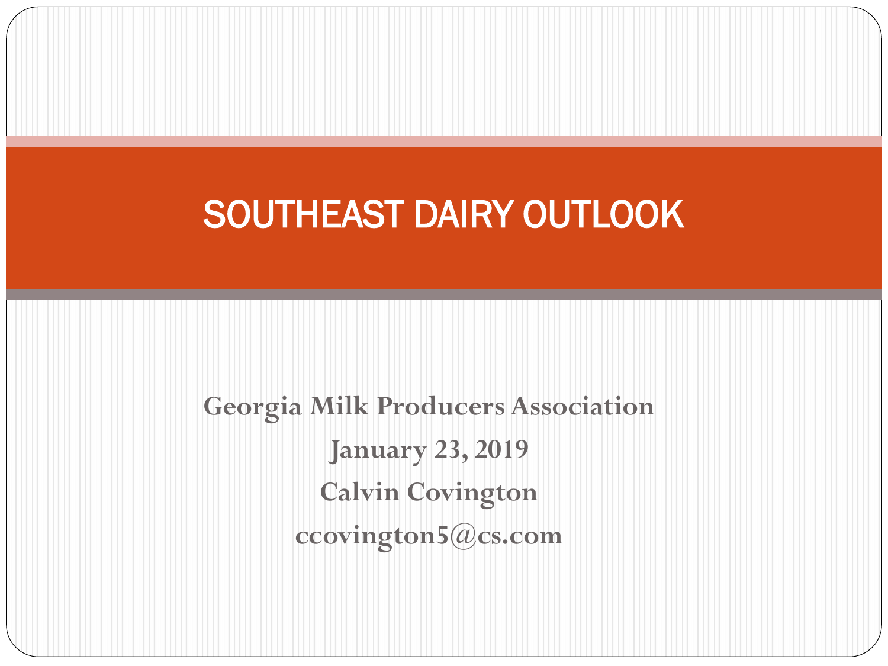# SOUTHEAST DAIRY OUTLOOK

**Georgia Milk Producers Association**

**January 23, 2019**

**Calvin Covington**

**ccovington5@cs.com**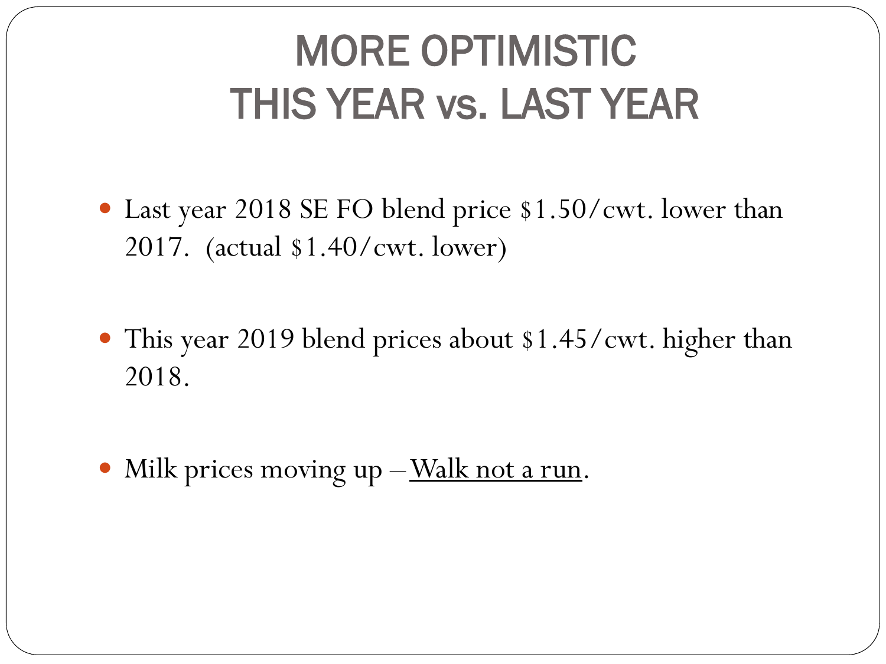# MORE OPTIMISTIC THIS YEAR vs. LAST YEAR

- Last year 2018 SE FO blend price $1.50/cwt. lower than 2017. (actual $1.40/cwt. lower)

- This year 2019 blend prices about $1.45/cwt. higher than 2018.

- Milk prices moving up – <u>Walk not a run</u>.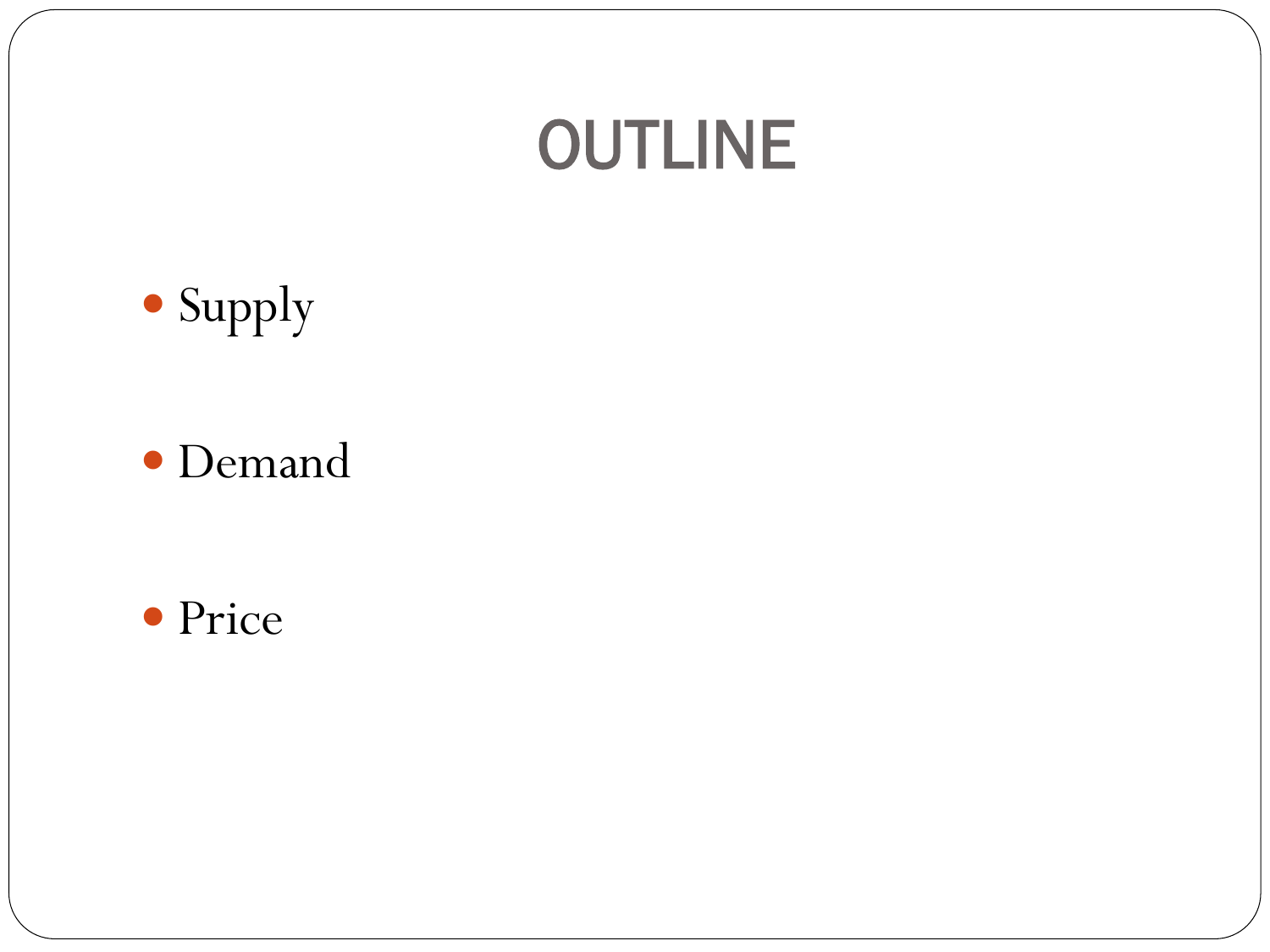# OUTLINE

- Supply
- Demand
- Price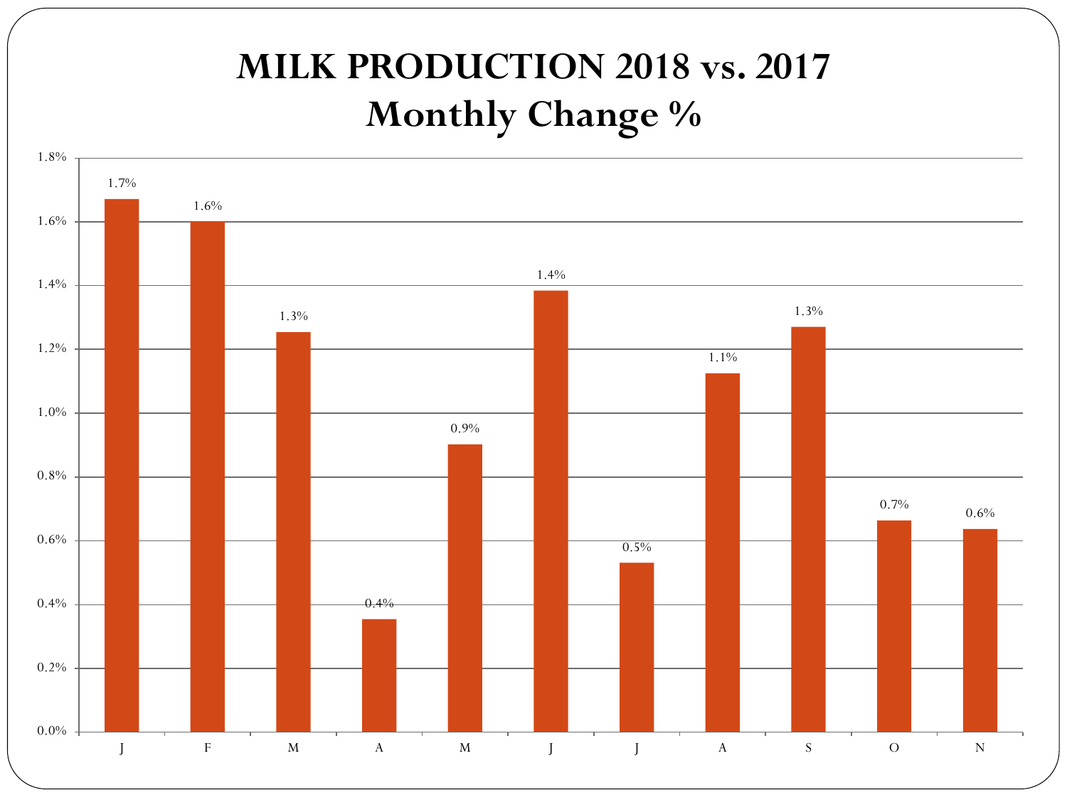# MILK PRODUCTION 2018 vs. 2017
## Monthly Change %

| Month | Change % |
| --- | --- |
| J | 1.7% |
| F | 1.6% |
| M | 1.3% |
| A | 0.4% |
| M | 0.9% |
| J | 1.4% |
| J | 0.5% |
| A | 1.1% |
| S | 1.3% |
| O | 0.7% |
| N | 0.6% |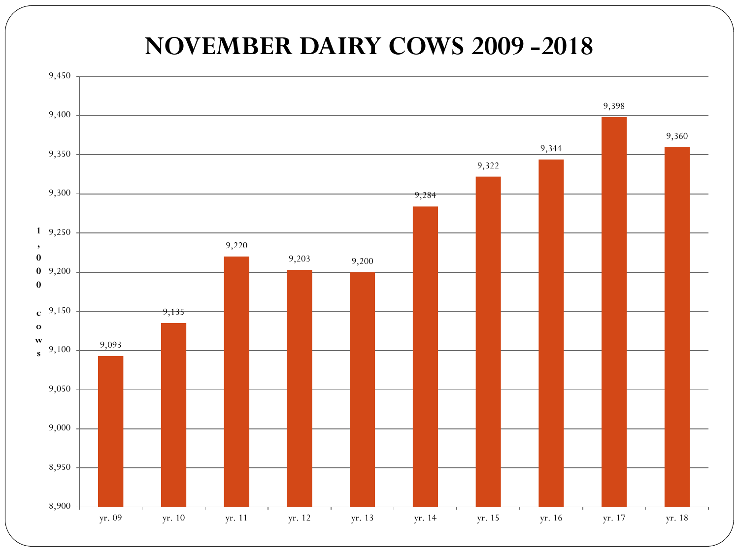# NOVEMBER DAIRY COWS 2009 -2018

| Year | 1,000 cows |
| --- | --- |
| yr. 09 | 9,093 |
| yr. 10 | 9,135 |
| yr. 11 | 9,220 |
| yr. 12 | 9,203 |
| yr. 13 | 9,200 |
| yr. 14 | 9,284 |
| yr. 15 | 9,322 |
| yr. 16 | 9,344 |
| yr. 17 | 9,398 |
| yr. 18 | 9,360 |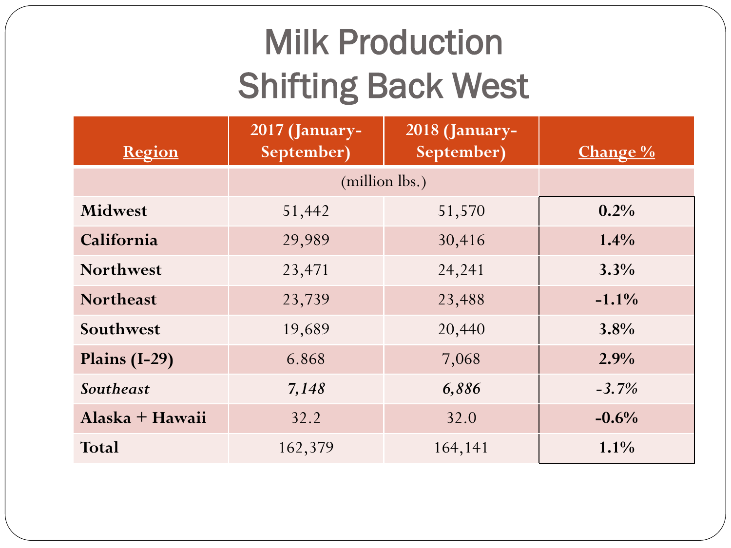# Milk Production Shifting Back West

| Region | 2017 (January-September) | 2018 (January-September) | Change % |
|---|---|---|---|
| | (million lbs.) | | |
| **Midwest** | 51,442 | 51,570 | **0.2%** |
| **California** | 29,989 | 30,416 | **1.4%** |
| **Northwest** | 23,471 | 24,241 | **3.3%** |
| **Northeast** | 23,739 | 23,488 | **-1.1%** |
| **Southwest** | 19,689 | 20,440 | **3.8%** |
| **Plains (I-29)** | 6.868 | 7,068 | **2.9%** |
| ***Southeast*** | ***7,148*** | ***6,886*** | ***-3.7%*** |
| **Alaska + Hawaii** | 32.2 | 32.0 | **-0.6%** |
| **Total** | 162,379 | 164,141 | **1.1%** |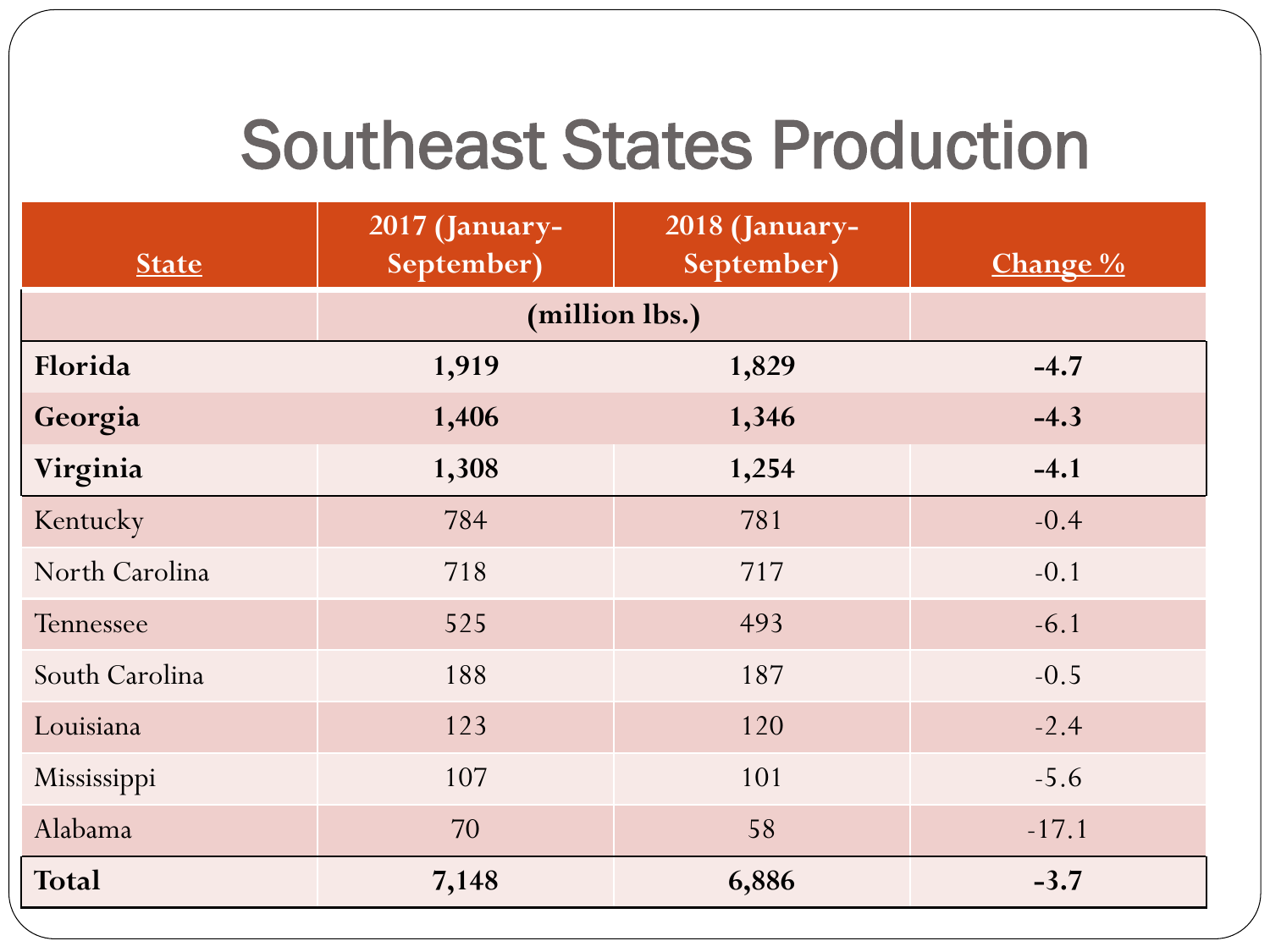# Southeast States Production

| State | 2017 (January-September) | 2018 (January-September) | Change % |
|---|---|---|---|
| | (million lbs.) | | |
| **Florida** | **1,919** | **1,829** | **-4.7** |
| **Georgia** | **1,406** | **1,346** | **-4.3** |
| **Virginia** | **1,308** | **1,254** | **-4.1** |
| Kentucky | 784 | 781 | -0.4 |
| North Carolina | 718 | 717 | -0.1 |
| Tennessee | 525 | 493 | -6.1 |
| South Carolina | 188 | 187 | -0.5 |
| Louisiana | 123 | 120 | -2.4 |
| Mississippi | 107 | 101 | -5.6 |
| Alabama | 70 | 58 | -17.1 |
| **Total** | **7,148** | **6,886** | **-3.7** |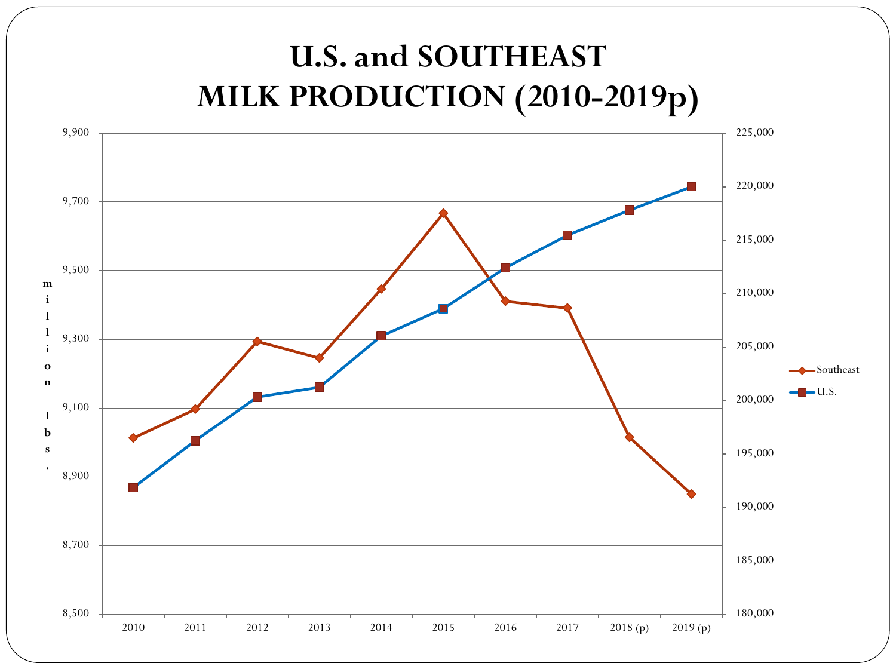# U.S. and SOUTHEAST MILK PRODUCTION (2010-2019p)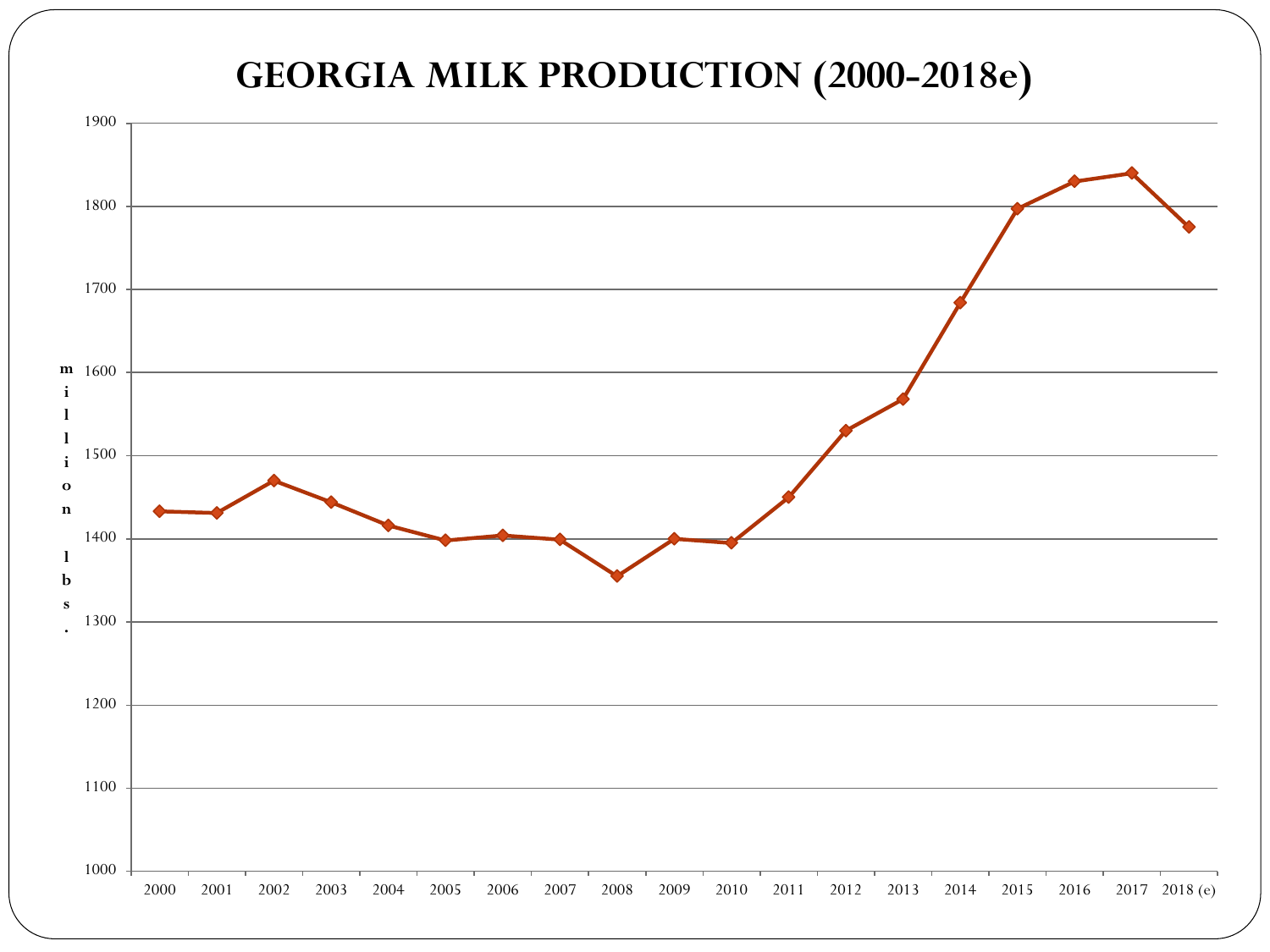# GEORGIA MILK PRODUCTION (2000-2018e)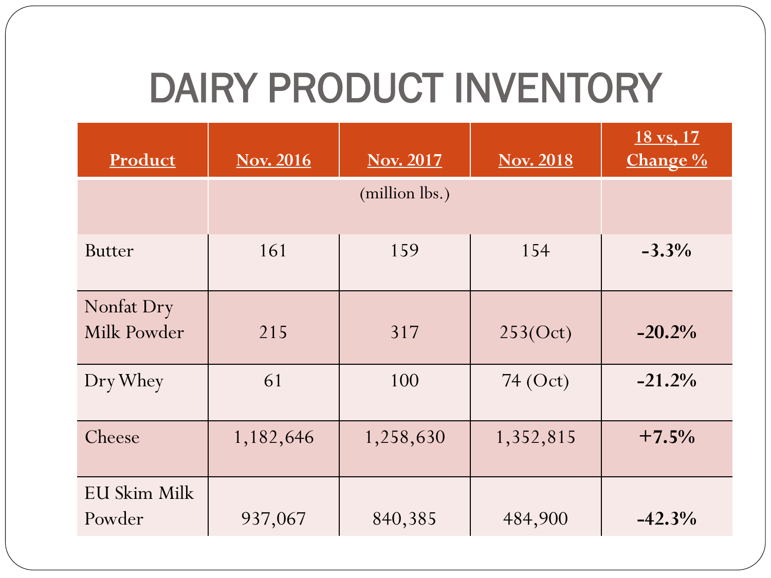# DAIRY PRODUCT INVENTORY

| Product | Nov. 2016 | Nov. 2017 | Nov. 2018 | 18 vs, 17 Change % |
|---|---|---|---|---|
| | (million lbs.) | | | |
| Butter | 161 | 159 | 154 | **-3.3%** |
| Nonfat Dry Milk Powder | 215 | 317 | 253(Oct) | **-20.2%** |
| Dry Whey | 61 | 100 | 74 (Oct) | **-21.2%** |
| Cheese | 1,182,646 | 1,258,630 | 1,352,815 | **+7.5%** |
| EU Skim Milk Powder | 937,067 | 840,385 | 484,900 | **-42.3%** |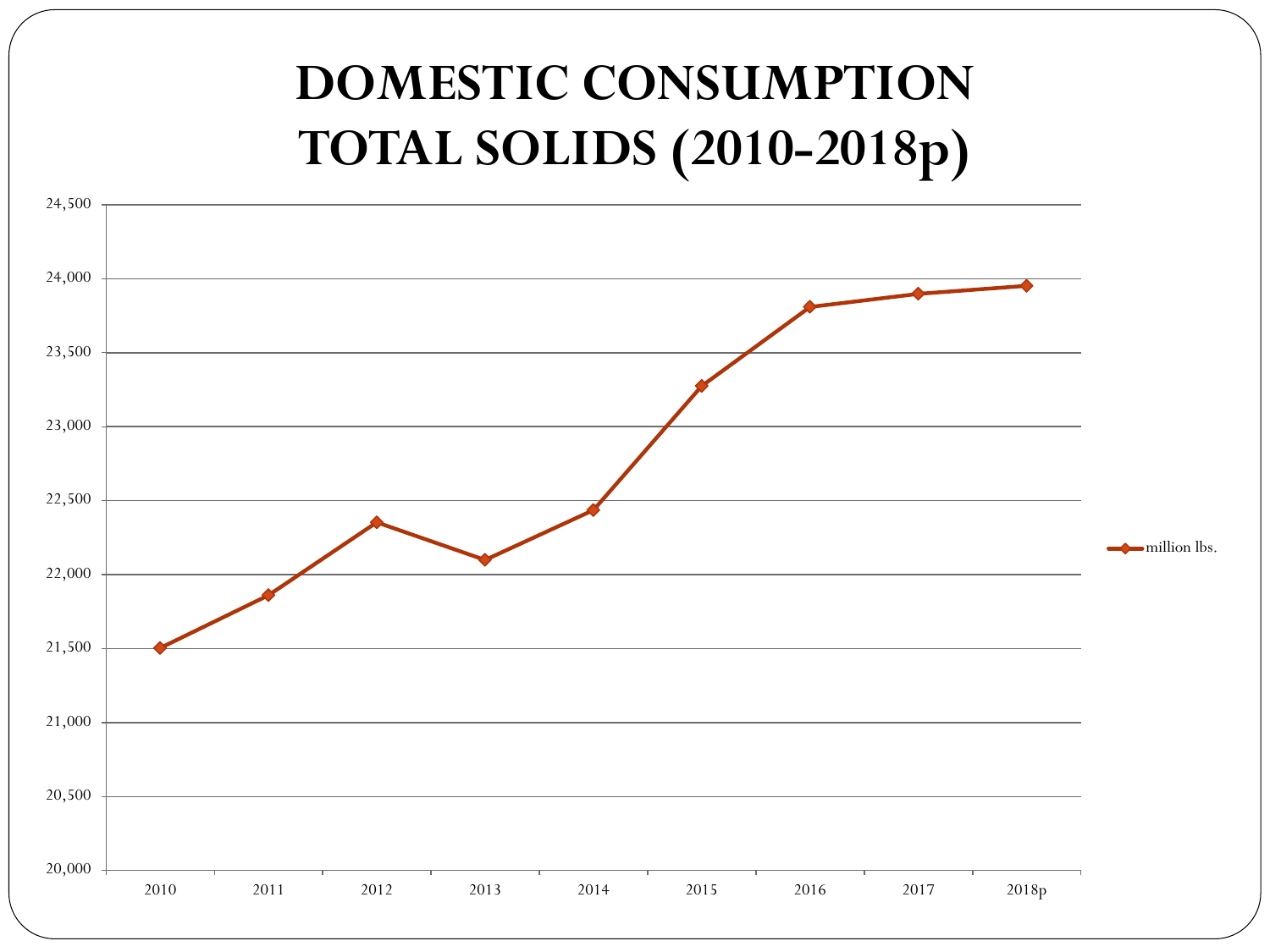# DOMESTIC CONSUMPTION TOTAL SOLIDS (2010-2018p)

24,500
24,000
23,500
23,000
22,500
22,000
21,500
21,000
20,500
20,000

2010 2011 2012 2013 2014 2015 2016 2017 2018p

million lbs.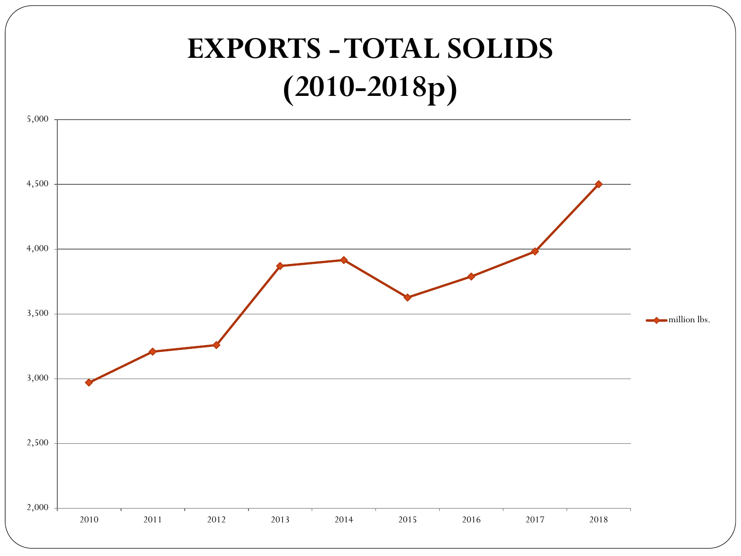# EXPORTS - TOTAL SOLIDS (2010-2018p)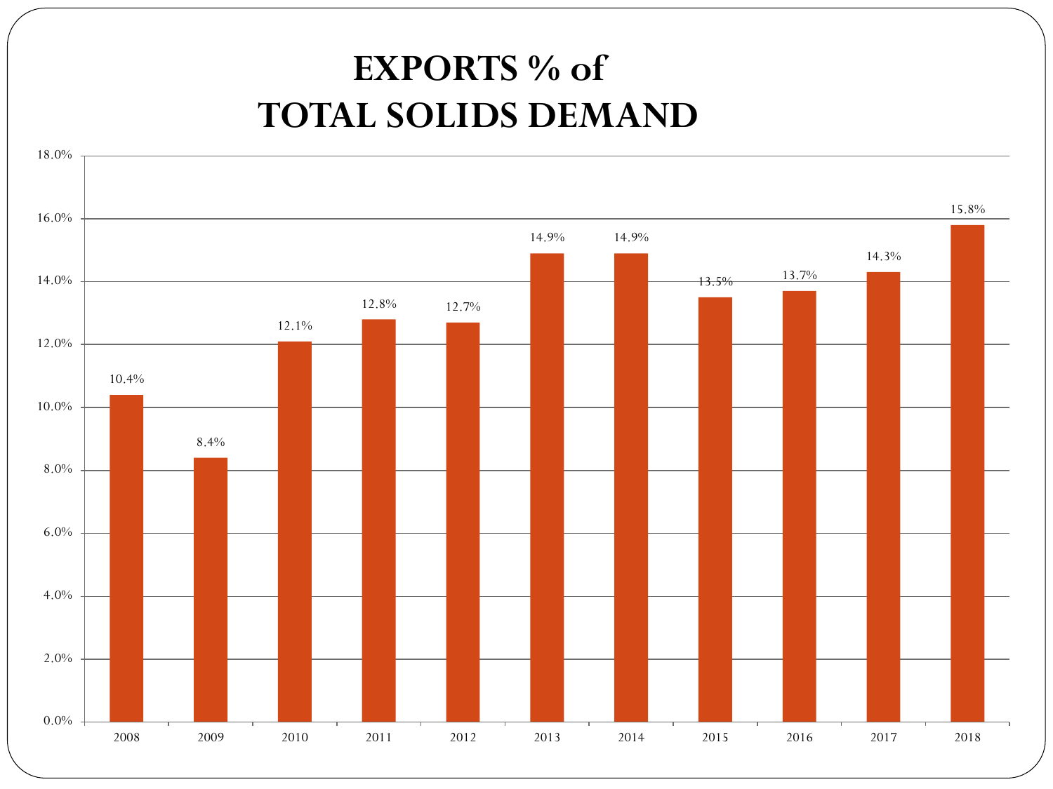# EXPORTS % of TOTAL SOLIDS DEMAND

| Year | Exports % of Total Solids Demand |
|---|---|
| 2008 | 10.4% |
| 2009 | 8.4% |
| 2010 | 12.1% |
| 2011 | 12.8% |
| 2012 | 12.7% |
| 2013 | 14.9% |
| 2014 | 14.9% |
| 2015 | 13.5% |
| 2016 | 13.7% |
| 2017 | 14.3% |
| 2018 | 15.8% |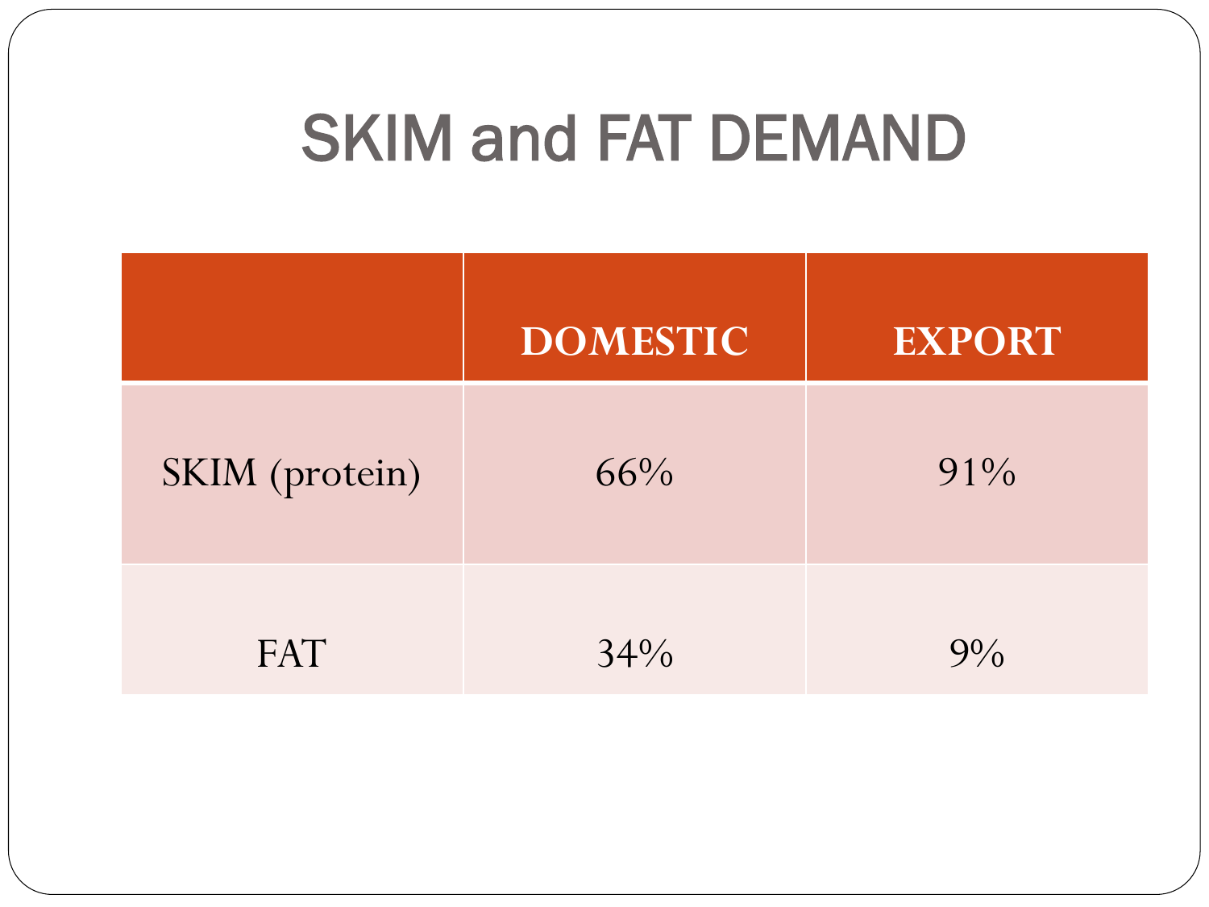# SKIM and FAT DEMAND

| | DOMESTIC | EXPORT |
|---|---|---|
| SKIM (protein) | 66% | 91% |
| FAT | 34% | 9% |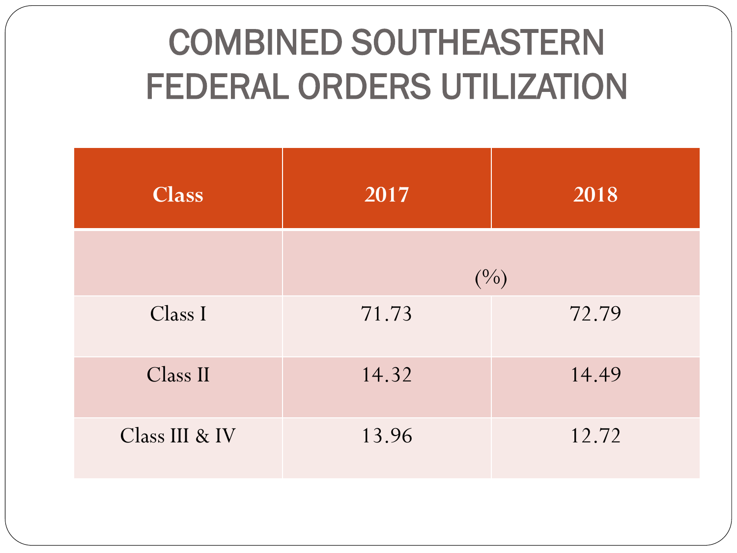# COMBINED SOUTHEASTERN FEDERAL ORDERS UTILIZATION

| Class | 2017 | 2018 |
|---|---|---|
| | (%) | |
| Class I | 71.73 | 72.79 |
| Class II | 14.32 | 14.49 |
| Class III & IV | 13.96 | 12.72 |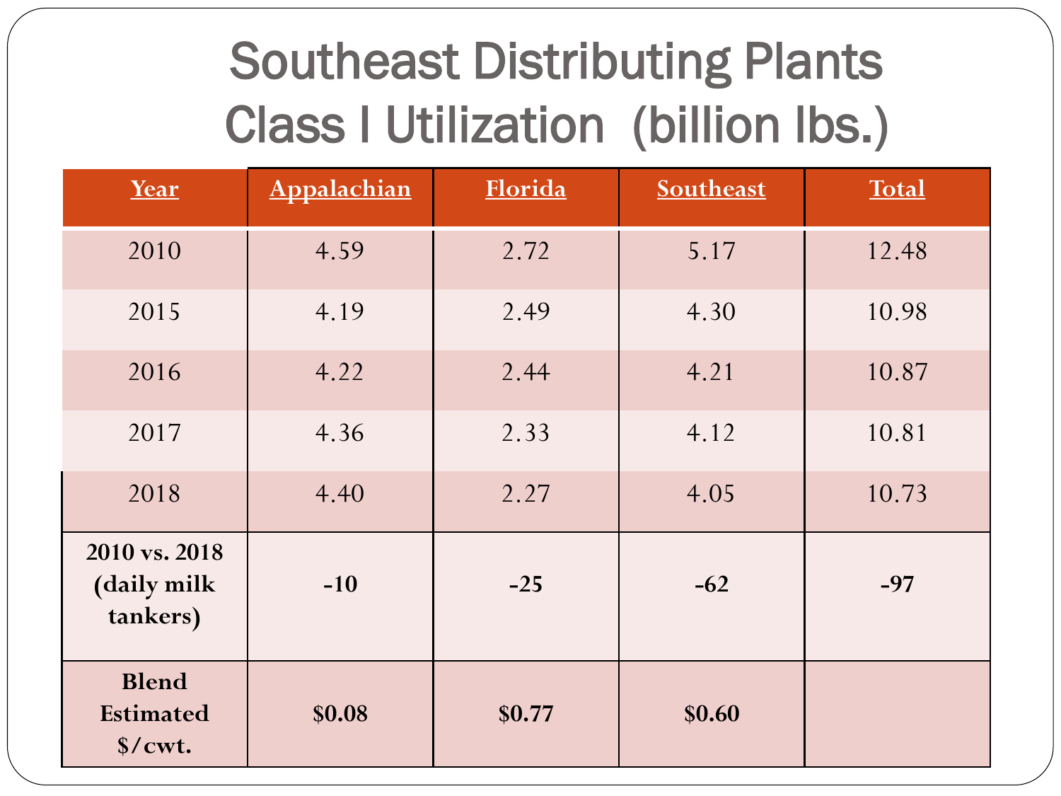# Southeast Distributing Plants Class I Utilization (billion lbs.)

| Year | Appalachian | Florida | Southeast | Total |
|---|---|---|---|---|
| 2010 | 4.59 | 2.72 | 5.17 | 12.48 |
| 2015 | 4.19 | 2.49 | 4.30 | 10.98 |
| 2016 | 4.22 | 2.44 | 4.21 | 10.87 |
| 2017 | 4.36 | 2.33 | 4.12 | 10.81 |
| 2018 | 4.40 | 2.27 | 4.05 | 10.73 |
| **2010 vs. 2018 (daily milk tankers)** | **-10** | **-25** | **-62** | **-97** |
| **Blend Estimated $/cwt.** | **$0.08** | **$0.77** | **$0.60** | |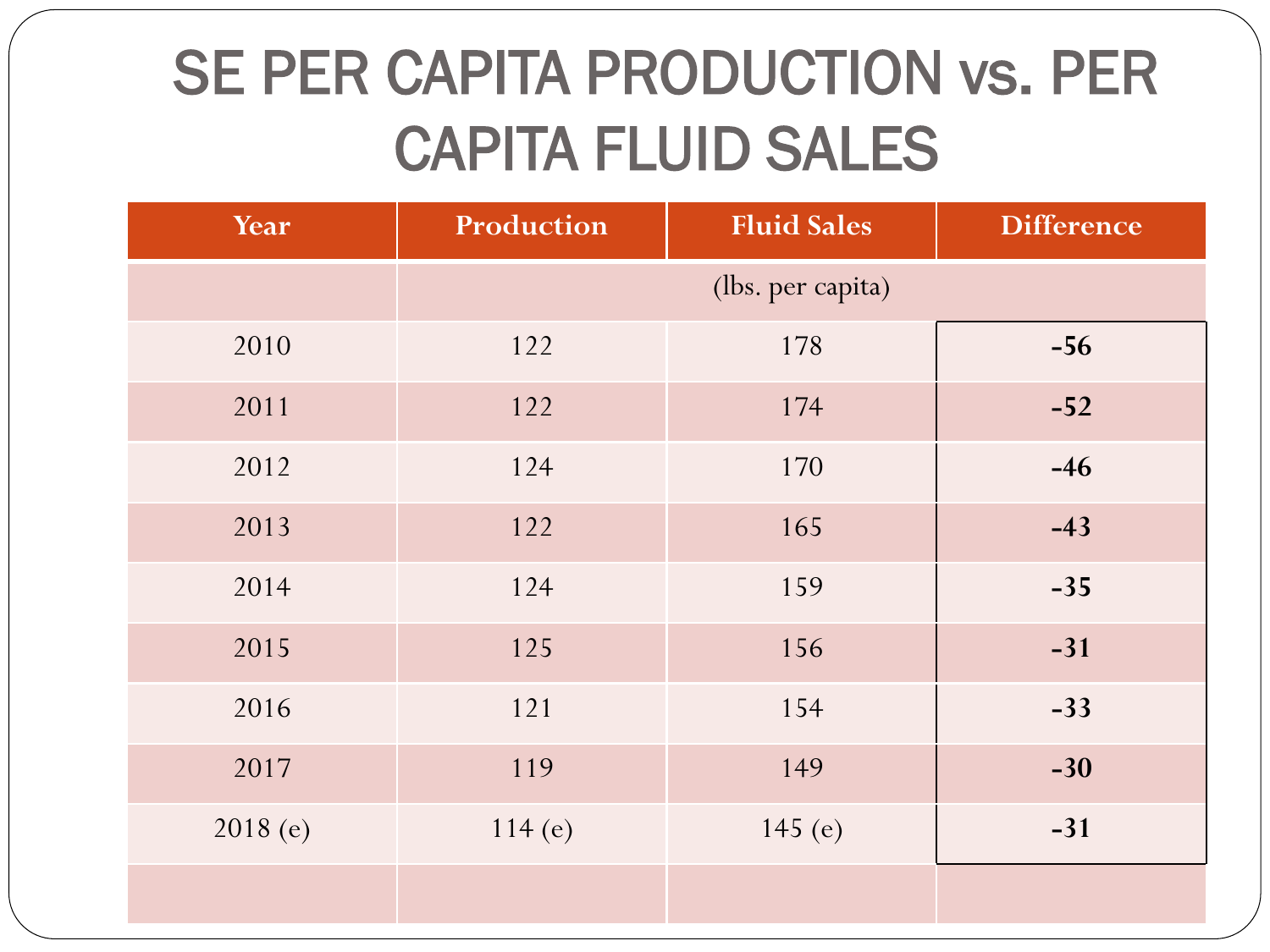# SE PER CAPITA PRODUCTION vs. PER CAPITA FLUID SALES

| Year | Production | Fluid Sales | Difference |
|---|---|---|---|
| | (lbs. per capita) | | |
| 2010 | 122 | 178 | **-56** |
| 2011 | 122 | 174 | **-52** |
| 2012 | 124 | 170 | **-46** |
| 2013 | 122 | 165 | **-43** |
| 2014 | 124 | 159 | **-35** |
| 2015 | 125 | 156 | **-31** |
| 2016 | 121 | 154 | **-33** |
| 2017 | 119 | 149 | **-30** |
| 2018 (e) | 114 (e) | 145 (e) | **-31** |
| | | | |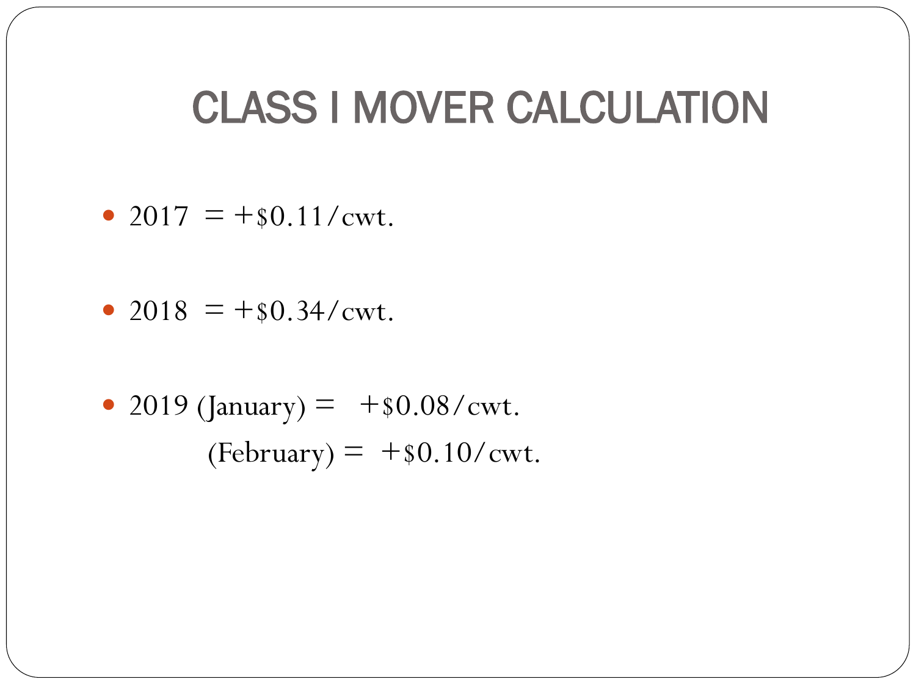# CLASS I MOVER CALCULATION

- 2017 = +$0.11/cwt.
- 2018 = +$0.34/cwt.
- 2019 (January) = +$0.08/cwt.
  (February) = +$0.10/cwt.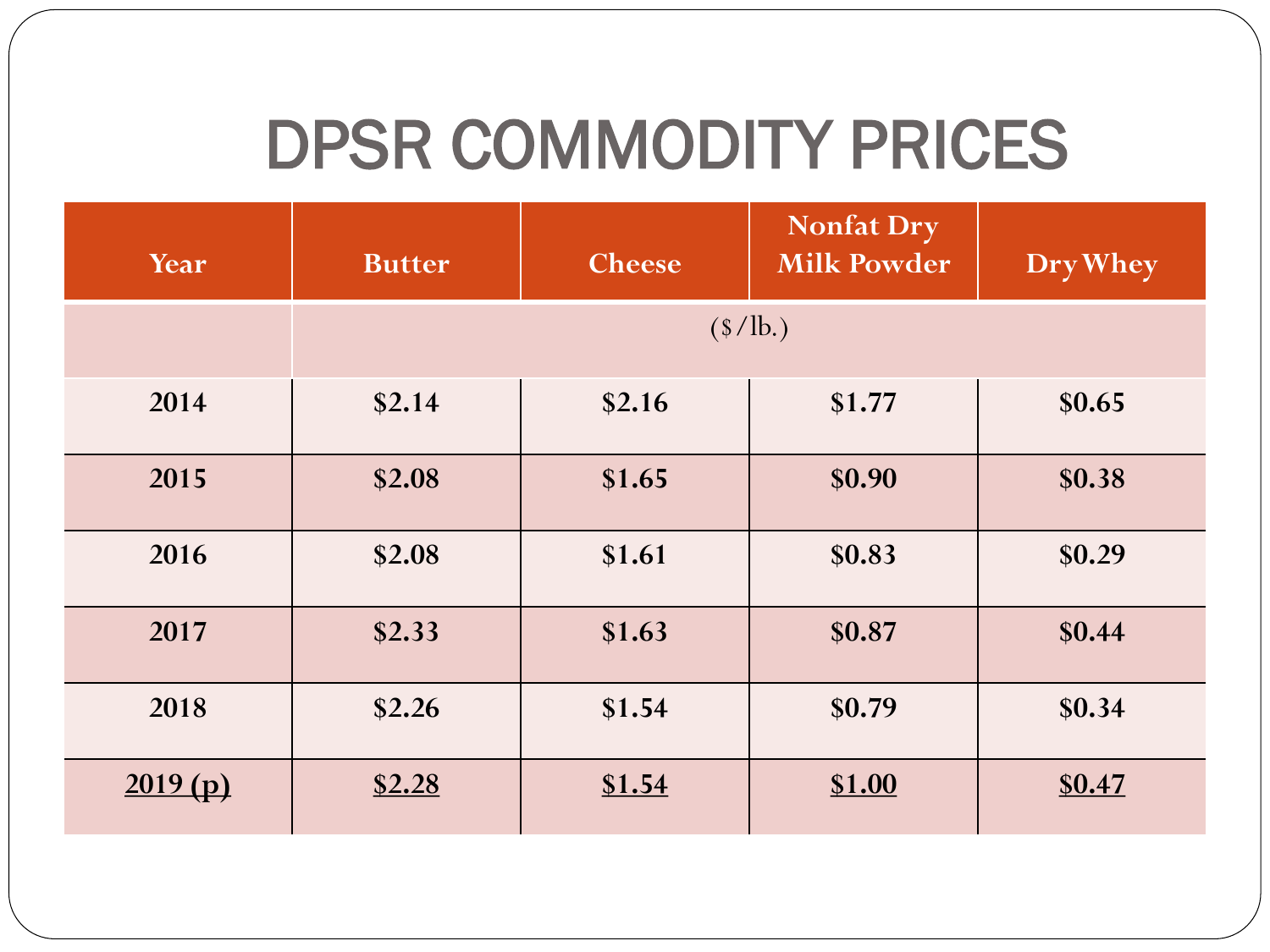# DPSR COMMODITY PRICES

| Year | Butter | Cheese | Nonfat Dry Milk Powder | Dry Whey |
|---|---|---|---|---|
| | ($/lb.) | | | |
| 2014 | $2.14 | $2.16 | $1.77 | $0.65 |
| 2015 | $2.08 | $1.65 | $0.90 | $0.38 |
| 2016 | $2.08 | $1.61 | $0.83 | $0.29 |
| 2017 | $2.33 | $1.63 | $0.87 | $0.44 |
| 2018 | $2.26 | $1.54 | $0.79 | $0.34 |
| 2019 (p) | $2.28 | $1.54 | $1.00 | $0.47 |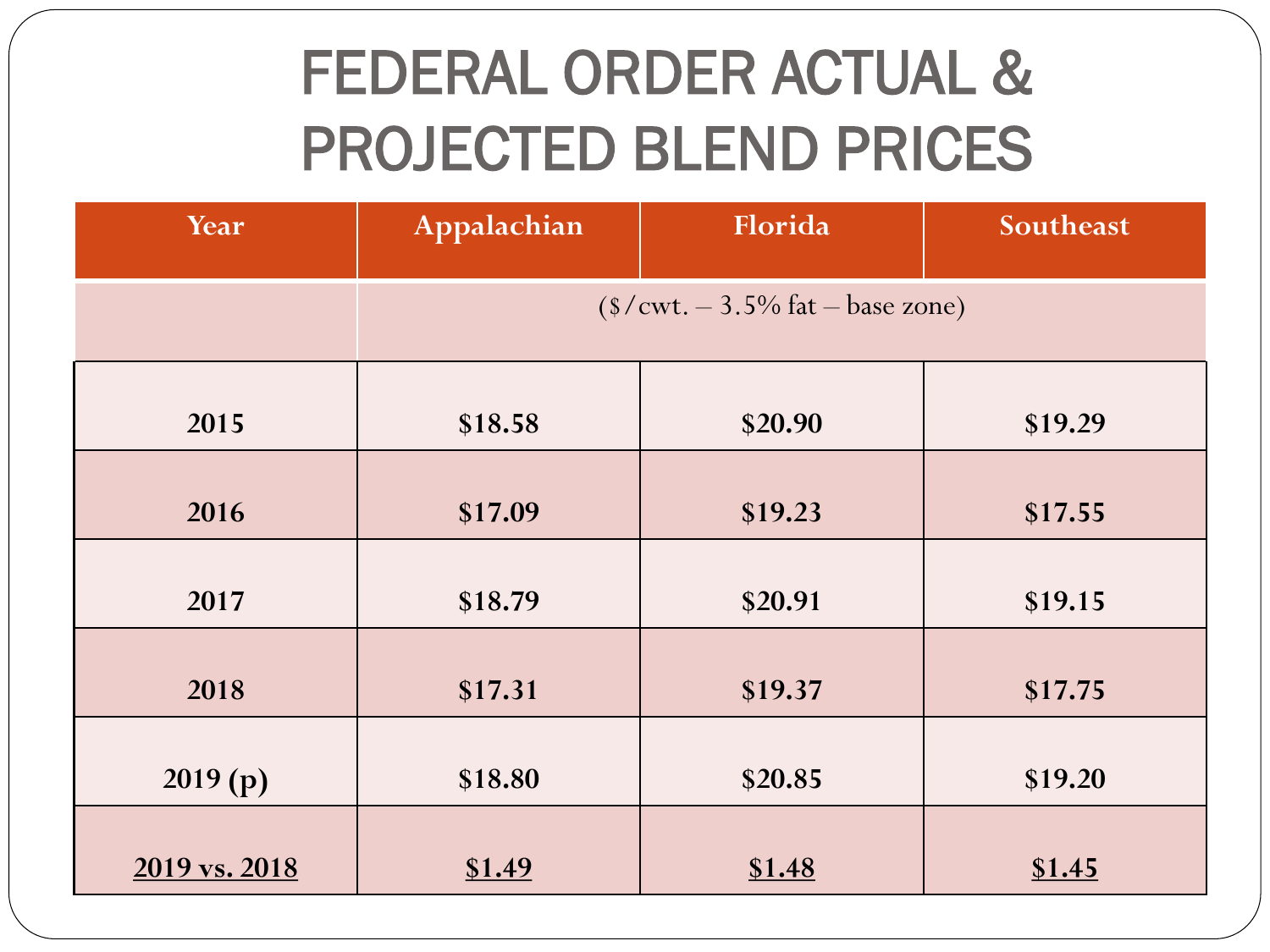# FEDERAL ORDER ACTUAL & PROJECTED BLEND PRICES

| Year | Appalachian | Florida | Southeast |
|---|---|---|---|
| | ($/cwt. – 3.5% fat – base zone) | | |
| **2015** | **$18.58** | **$20.90** | **$19.29** |
| **2016** | **$17.09** | **$19.23** | **$17.55** |
| **2017** | **$18.79** | **$20.91** | **$19.15** |
| **2018** | **$17.31** | **$19.37** | **$17.75** |
| **2019 (p)** | **$18.80** | **$20.85** | **$19.20** |
| **2019 vs. 2018** | **$1.49** | **$1.48** | **$1.45** |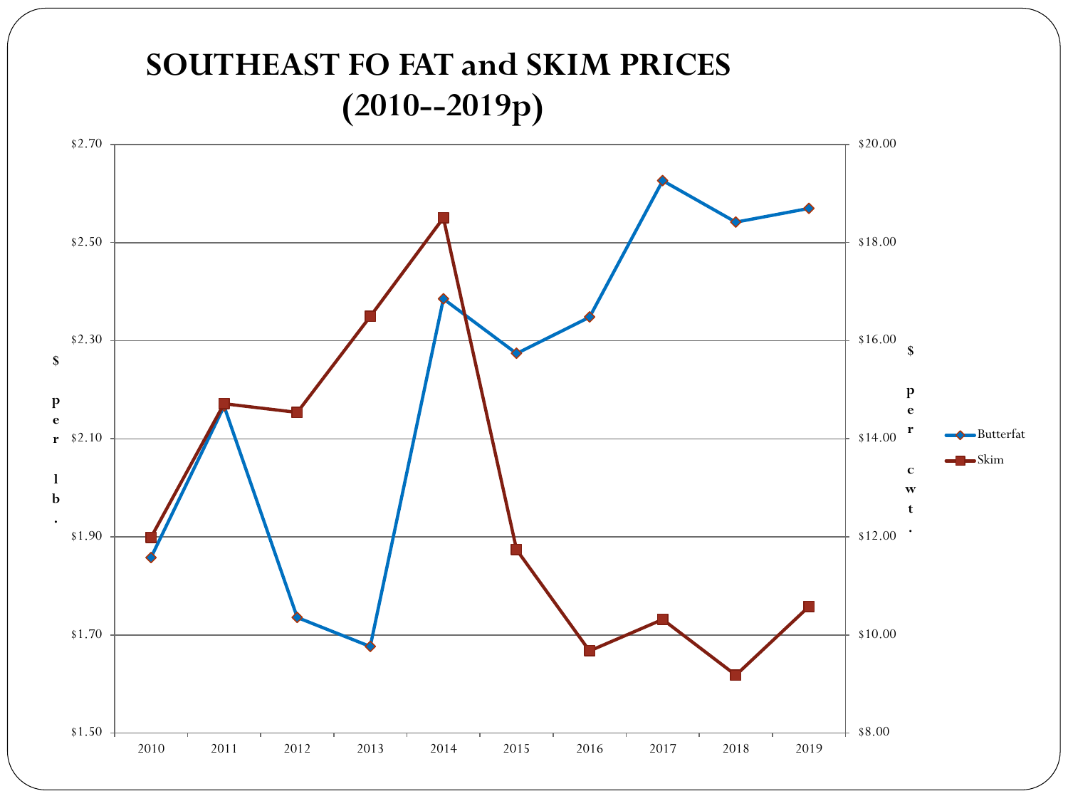# SOUTHEAST FO FAT and SKIM PRICES (2010--2019p)

Left axis: $ per lb. ($1.50 – $2.70)

Right axis: $ per cwt. ($8.00 – $20.00)

Series: Butterfat, Skim

Years: 2010, 2011, 2012, 2013, 2014, 2015, 2016, 2017, 2018, 2019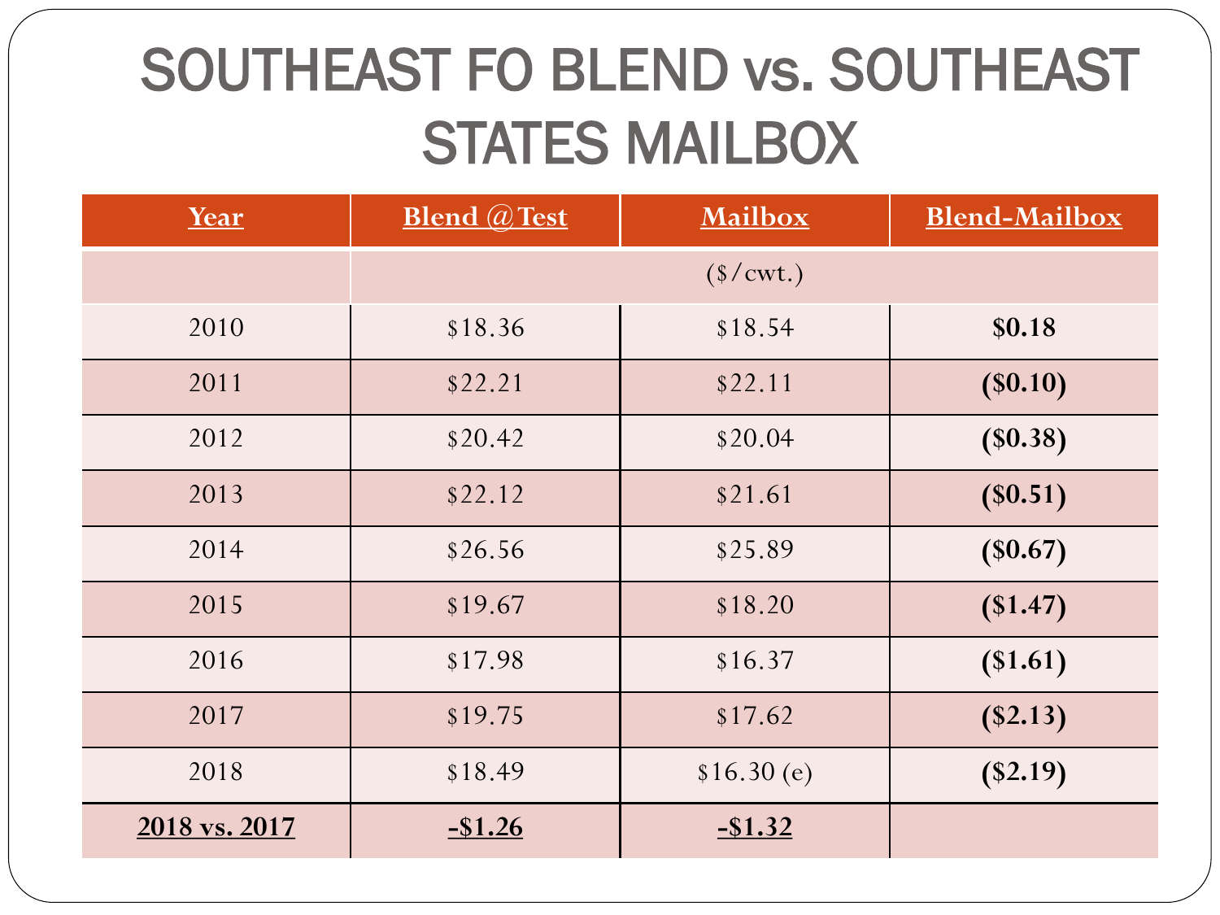# SOUTHEAST FO BLEND vs. SOUTHEAST STATES MAILBOX

| **Year** | **Blend @Test** | **Mailbox** | **Blend-Mailbox** |
|---|---|---|---|
| | ($/cwt.) | | |
| 2010 | $18.36 | $18.54 | **$0.18** |
| 2011 | $22.21 | $22.11 | **($0.10)** |
| 2012 | $20.42 | $20.04 | **($0.38)** |
| 2013 | $22.12 | $21.61 | **($0.51)** |
| 2014 | $26.56 | $25.89 | **($0.67)** |
| 2015 | $19.67 | $18.20 | **($1.47)** |
| 2016 | $17.98 | $16.37 | **($1.61)** |
| 2017 | $19.75 | $17.62 | **($2.13)** |
| 2018 | $18.49 | $16.30 (e) | **($2.19)** |
| **2018 vs. 2017** | **-$1.26** | **-$1.32** | |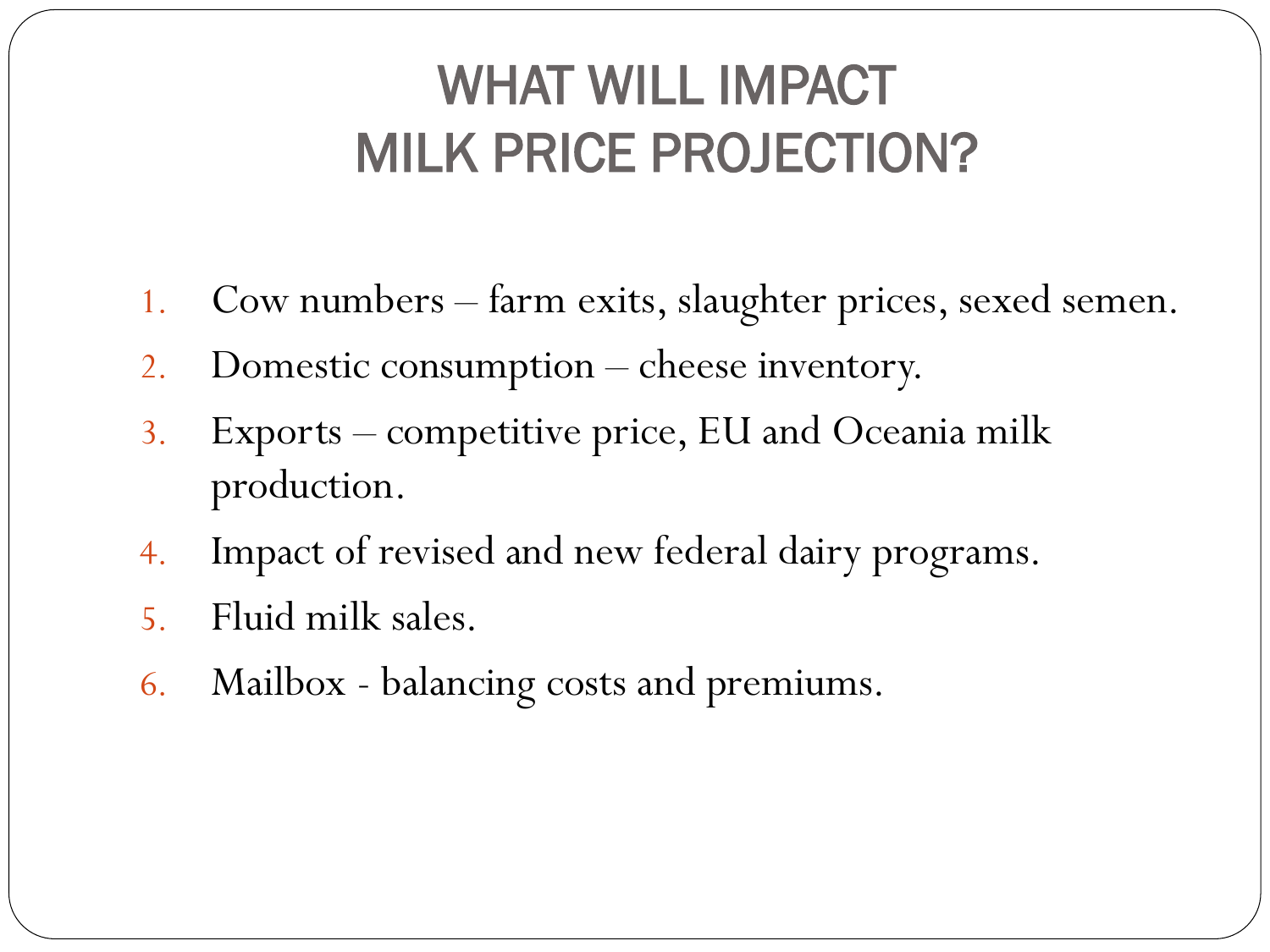# WHAT WILL IMPACT MILK PRICE PROJECTION?

1. Cow numbers – farm exits, slaughter prices, sexed semen.
2. Domestic consumption – cheese inventory.
3. Exports – competitive price, EU and Oceania milk production.
4. Impact of revised and new federal dairy programs.
5. Fluid milk sales.
6. Mailbox - balancing costs and premiums.